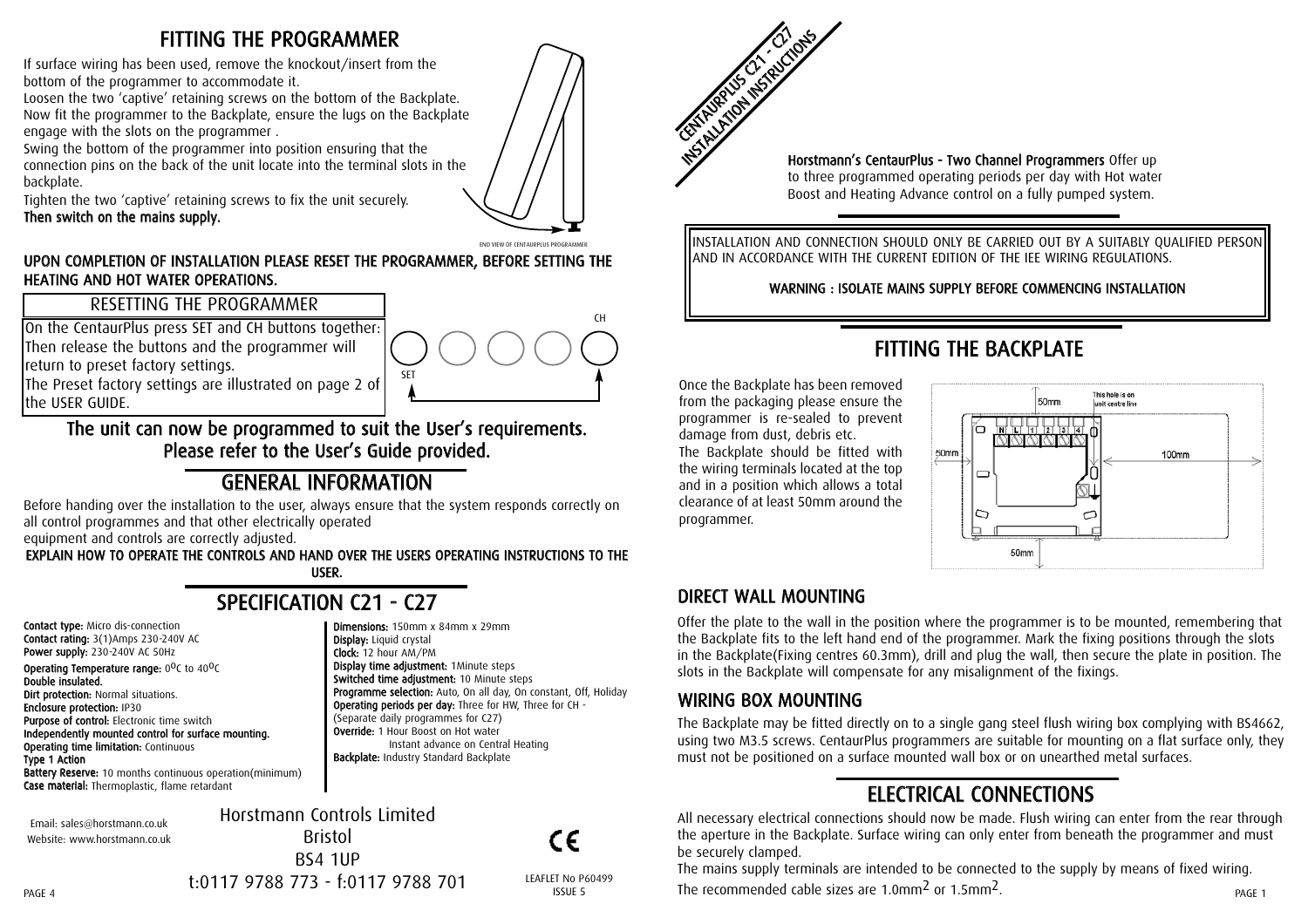# FITTING THE PROGRAMMER

If surface wiring has been used, remove the knockout/insert from the bottom of the programmer to accommodate it.

Loosen the two 'captive' retaining screws on the bottom of the Backplate. Now fit the programmer to the Backplate, ensure the lugs on the Backplate engage with the slots on the programmer .

Swing the bottom of the programmer into position ensuring that the connection pins on the back of the unit locate into the terminal slots in the backplate.

Tighten the two 'captive' retaining screws to fix the unit securely.

**Then switch on the mains supply.**

END VIEW OF CENTAURPLUS PROGRAMMER

**UPON COMPLETION OF INSTALLATION PLEASE RESET THE PROGRAMMER, BEFORE SETTING THE HEATING AND HOT WATER OPERATIONS.**

## RESETTING THE PROGRAMMER

On the CentaurPlus press SET and CH buttons together: Then release the buttons and the programmer will return to preset factory settings.

The Preset factory settings are illustrated on page 2 of the USER GUIDE.

SET CH

**The unit can now be programmed to suit the User's requirements. Please refer to the User's Guide provided.**

# GENERAL INFORMATION

Before handing over the installation to the user, always ensure that the system responds correctly on all control programmes and that other electrically operated equipment and controls are correctly adjusted.

**EXPLAIN HOW TO OPERATE THE CONTROLS AND HAND OVER THE USERS OPERATING INSTRUCTIONS TO THE USER.**

# SPECIFICATION C21 - C27

**Contact type:** Micro dis-connection
**Contact rating:** 3(1)Amps 230-240V AC
**Power supply:** 230-240V AC 50Hz
**Operating Temperature range:** 0°C to 40°C
**Double insulated.**
**Dirt protection:** Normal situations.
**Enclosure protection:** IP30
**Purpose of control:** Electronic time switch
**Independently mounted control for surface mounting.**
**Operating time limitation:** Continuous
**Type 1 Action**
**Battery Reserve:** 10 months continuous operation(minimum)
**Case material:** Thermoplastic, flame retardant

**Dimensions:** 150mm x 84mm x 29mm
**Display:** Liquid crystal
**Clock:** 12 hour AM/PM
**Display time adjustment:** 1Minute steps
**Switched time adjustment:** 10 Minute steps
**Programme selection:** Auto, On all day, On constant, Off, Holiday
**Operating periods per day:** Three for HW, Three for CH - (Separate daily programmes for C27)
**Override:** 1 Hour Boost on Hot water
Instant advance on Central Heating
**Backplate:** Industry Standard Backplate

Email: sales@horstmann.co.uk
Website: www.horstmann.co.uk

Horstmann Controls Limited
Bristol
BS4 1UP
t:0117 9788 773 - f:0117 9788 701

CE

LEAFLET No P60499
ISSUE 5

# CENTAURPLUS C21 - C27 INSTALLATION INSTRUCTIONS

**Horstmann's CentaurPlus - Two Channel Programmers** Offer up to three programmed operating periods per day with Hot water Boost and Heating Advance control on a fully pumped system.

INSTALLATION AND CONNECTION SHOULD ONLY BE CARRIED OUT BY A SUITABLY QUALIFIED PERSON AND IN ACCORDANCE WITH THE CURRENT EDITION OF THE IEE WIRING REGULATIONS.

**WARNING : ISOLATE MAINS SUPPLY BEFORE COMMENCING INSTALLATION**

# FITTING THE BACKPLATE

Once the Backplate has been removed from the packaging please ensure the programmer is re-sealed to prevent damage from dust, debris etc.

The Backplate should be fitted with the wiring terminals located at the top and in a position which allows a total clearance of at least 50mm around the programmer.

50mm — This hole is on unit centre line — 50mm — 100mm — N L 1 2 3 4 — 50mm

## DIRECT WALL MOUNTING

Offer the plate to the wall in the position where the programmer is to be mounted, remembering that the Backplate fits to the left hand end of the programmer. Mark the fixing positions through the slots in the Backplate(Fixing centres 60.3mm), drill and plug the wall, then secure the plate in position. The slots in the Backplate will compensate for any misalignment of the fixings.

## WIRING BOX MOUNTING

The Backplate may be fitted directly on to a single gang steel flush wiring box complying with BS4662, using two M3.5 screws. CentaurPlus programmers are suitable for mounting on a flat surface only, they must not be positioned on a surface mounted wall box or on unearthed metal surfaces.

# ELECTRICAL CONNECTIONS

All necessary electrical connections should now be made. Flush wiring can enter from the rear through the aperture in the Backplate. Surface wiring can only enter from beneath the programmer and must be securely clamped.

The mains supply terminals are intended to be connected to the supply by means of fixed wiring.

The recommended cable sizes are 1.0mm$^2$ or 1.5mm$^2$.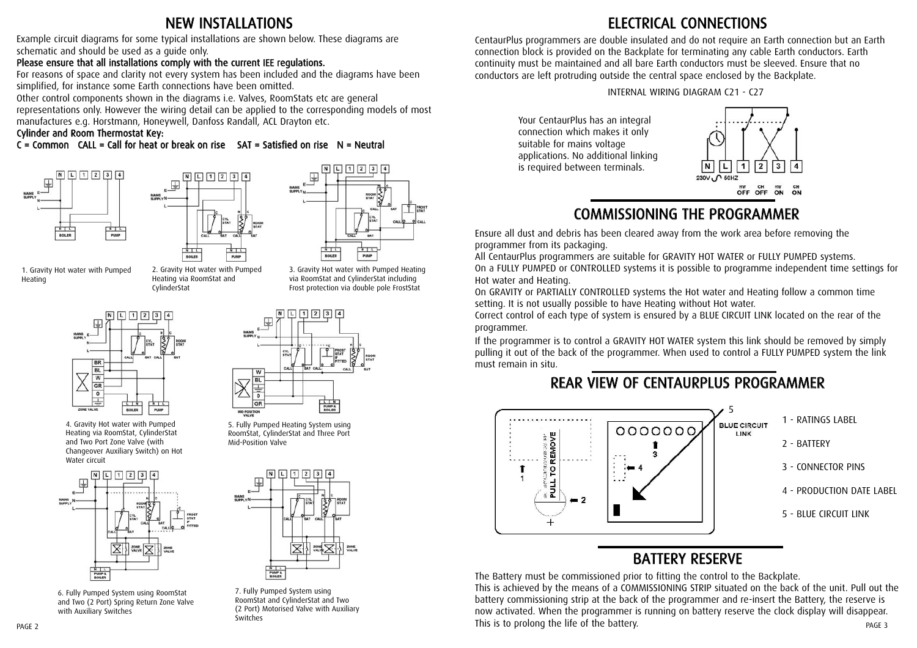# NEW INSTALLATIONS

Example circuit diagrams for some typical installations are shown below. These diagrams are schematic and should be used as a guide only.

**Please ensure that all installations comply with the current IEE regulations.**

For reasons of space and clarity not every system has been included and the diagrams have been simplified, for instance some Earth connections have been omitted.

Other control components shown in the diagrams i.e. Valves, RoomStats etc are general representations only. However the wiring detail can be applied to the corresponding models of most manufactures e.g. Horstmann, Honeywell, Danfoss Randall, ACL Drayton etc.

**Cylinder and Room Thermostat Key:**

**C = Common CALL = Call for heat or break on rise SAT = Satisfied on rise N = Neutral**

1. Gravity Hot water with Pumped Heating

2. Gravity Hot water with Pumped Heating via RoomStat and CylinderStat

3. Gravity Hot water with Pumped Heating via RoomStat and CylinderStat including Frost protection via double pole FrostStat

4. Gravity Hot water with Pumped Heating via RoomStat, CylinderStat and Two Port Zone Valve (with Changeover Auxiliary Switch) on Hot Water circuit

5. Fully Pumped Heating System using RoomStat, CylinderStat and Three Port Mid-Position Valve

6. Fully Pumped System using RoomStat and Two (2 Port) Spring Return Zone Valve with Auxiliary Switches

7. Fully Pumped System using RoomStat and CylinderStat and Two (2 Port) Motorised Valve with Auxiliary Switches

# ELECTRICAL CONNECTIONS

CentaurPlus programmers are double insulated and do not require an Earth connection but an Earth connection block is provided on the Backplate for terminating any cable Earth conductors. Earth continuity must be maintained and all bare Earth conductors must be sleeved. Ensure that no conductors are left protruding outside the central space enclosed by the Backplate.

INTERNAL WIRING DIAGRAM C21 - C27

Your CentaurPlus has an integral connection which makes it only suitable for mains voltage applications. No additional linking is required between terminals.

N L 1 2 3 4

230V 50HZ

HW OFF CH OFF HW ON CH ON

# COMMISSIONING THE PROGRAMMER

Ensure all dust and debris has been cleared away from the work area before removing the programmer from its packaging.

All CentaurPlus programmers are suitable for GRAVITY HOT WATER or FULLY PUMPED systems.

On a FULLY PUMPED or CONTROLLED systems it is possible to programme independent time settings for Hot water and Heating.

On GRAVITY or PARTIALLY CONTROLLED systems the Hot water and Heating follow a common time setting. It is not usually possible to have Heating without Hot water.

Correct control of each type of system is ensured by a BLUE CIRCUIT LINK located on the rear of the programmer.

If the programmer is to control a GRAVITY HOT WATER system this link should be removed by simply pulling it out of the back of the programmer. When used to control a FULLY PUMPED system the link must remain in situ.

# REAR VIEW OF CENTAURPLUS PROGRAMMER

1 - RATINGS LABEL

2 - BATTERY

3 - CONNECTOR PINS

4 - PRODUCTION DATE LABEL

5 - BLUE CIRCUIT LINK

# BATTERY RESERVE

The Battery must be commissioned prior to fitting the control to the Backplate.

This is achieved by the means of a COMMISSIONING STRIP situated on the back of the unit. Pull out the battery commissioning strip at the back of the programmer and re-insert the Battery, the reserve is now activated. When the programmer is running on battery reserve the clock display will disappear. This is to prolong the life of the battery.